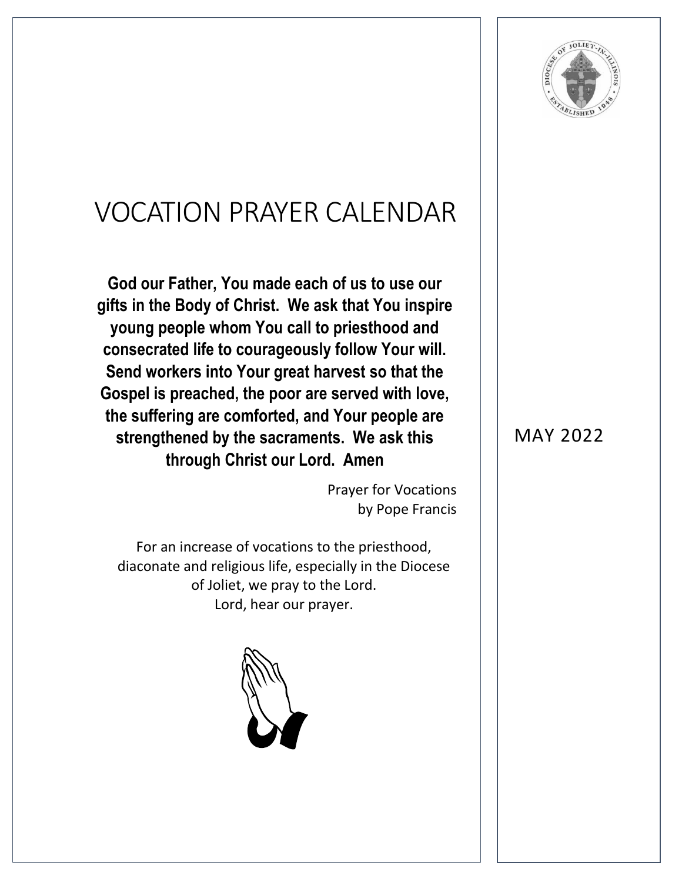# VOCATION PRAYER CALENDAR

**God our Father, You made each of us to use our gifts in the Body of Christ. We ask that You inspire young people whom You call to priesthood and consecrated life to courageously follow Your will. Send workers into Your great harvest so that the Gospel is preached, the poor are served with love, the suffering are comforted, and Your people are strengthened by the sacraments. We ask this through Christ our Lord. Amen**

Prayer for Vocations
by Pope Francis

For an increase of vocations to the priesthood, diaconate and religious life, especially in the Diocese of Joliet, we pray to the Lord.
Lord, hear our prayer.

MAY 2022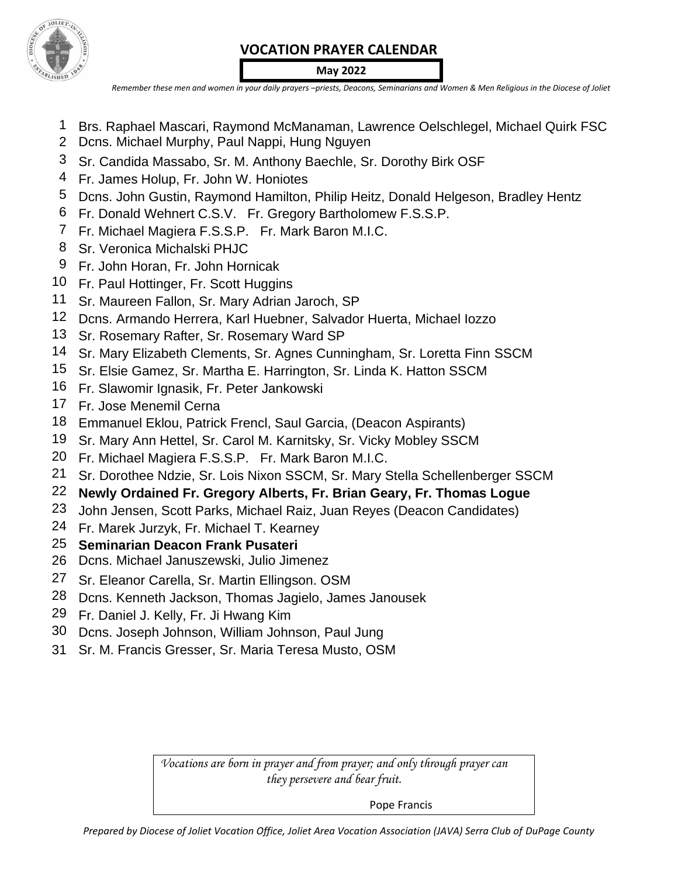# VOCATION PRAYER CALENDAR

**May 2022**

*Remember these men and women in your daily prayers –priests, Deacons, Seminarians and Women & Men Religious in the Diocese of Joliet*

1 Brs. Raphael Mascari, Raymond McManaman, Lawrence Oelschlegel, Michael Quirk FSC
2 Dcns. Michael Murphy, Paul Nappi, Hung Nguyen
3 Sr. Candida Massabo, Sr. M. Anthony Baechle, Sr. Dorothy Birk OSF
4 Fr. James Holup, Fr. John W. Honiotes
5 Dcns. John Gustin, Raymond Hamilton, Philip Heitz, Donald Helgeson, Bradley Hentz
6 Fr. Donald Wehnert C.S.V. Fr. Gregory Bartholomew F.S.S.P.
7 Fr. Michael Magiera F.S.S.P. Fr. Mark Baron M.I.C.
8 Sr. Veronica Michalski PHJC
9 Fr. John Horan, Fr. John Hornicak
10 Fr. Paul Hottinger, Fr. Scott Huggins
11 Sr. Maureen Fallon, Sr. Mary Adrian Jaroch, SP
12 Dcns. Armando Herrera, Karl Huebner, Salvador Huerta, Michael Iozzo
13 Sr. Rosemary Rafter, Sr. Rosemary Ward SP
14 Sr. Mary Elizabeth Clements, Sr. Agnes Cunningham, Sr. Loretta Finn SSCM
15 Sr. Elsie Gamez, Sr. Martha E. Harrington, Sr. Linda K. Hatton SSCM
16 Fr. Slawomir Ignasik, Fr. Peter Jankowski
17 Fr. Jose Menemil Cerna
18 Emmanuel Eklou, Patrick Frencl, Saul Garcia, (Deacon Aspirants)
19 Sr. Mary Ann Hettel, Sr. Carol M. Karnitsky, Sr. Vicky Mobley SSCM
20 Fr. Michael Magiera F.S.S.P. Fr. Mark Baron M.I.C.
21 Sr. Dorothee Ndzie, Sr. Lois Nixon SSCM, Sr. Mary Stella Schellenberger SSCM
22 **Newly Ordained Fr. Gregory Alberts, Fr. Brian Geary, Fr. Thomas Logue**
23 John Jensen, Scott Parks, Michael Raiz, Juan Reyes (Deacon Candidates)
24 Fr. Marek Jurzyk, Fr. Michael T. Kearney
25 **Seminarian Deacon Frank Pusateri**
26 Dcns. Michael Januszewski, Julio Jimenez
27 Sr. Eleanor Carella, Sr. Martin Ellingson. OSM
28 Dcns. Kenneth Jackson, Thomas Jagielo, James Janousek
29 Fr. Daniel J. Kelly, Fr. Ji Hwang Kim
30 Dcns. Joseph Johnson, William Johnson, Paul Jung
31 Sr. M. Francis Gresser, Sr. Maria Teresa Musto, OSM

*Vocations are born in prayer and from prayer; and only through prayer can they persevere and bear fruit.*

Pope Francis

*Prepared by Diocese of Joliet Vocation Office, Joliet Area Vocation Association (JAVA) Serra Club of DuPage County*